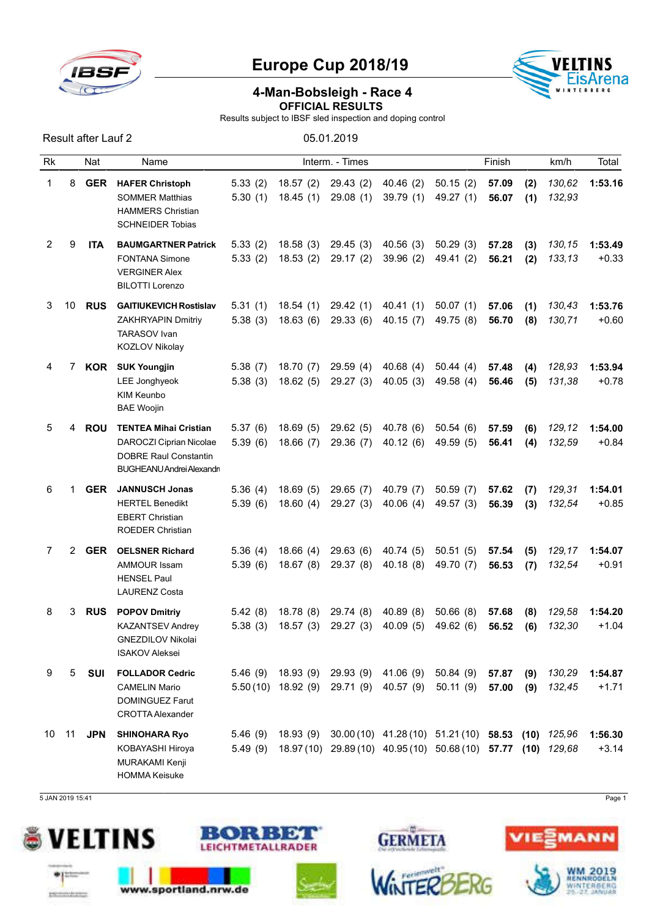# Europe Cup 2018/19

## 4-Man-Bobsleigh - Race 4

### OFFICIAL RESULTS

Results subject to IBSF sled inspection and doping control

Result after Lauf 2 05.01.2019

| Rk | | Nat | Name | Interm. - Times | | | | | Finish | | km/h | Total |
|---|---|---|---|---|---|---|---|---|---|---|---|---|
| 1 | 8 | **GER** | **HAFER Christoph**<br>SOMMER Matthias<br>HAMMERS Christian<br>SCHNEIDER Tobias | 5.33 (2)<br>5.30 (1) | 18.57 (2)<br>18.45 (1) | 29.43 (2)<br>29.08 (1) | 40.46 (2)<br>39.79 (1) | 50.15 (2)<br>49.27 (1) | **57.09**<br>**56.07** | **(2)**<br>**(1)** | *130,62*<br>*132,93* | **1:53.16** |
| 2 | 9 | **ITA** | **BAUMGARTNER Patrick**<br>FONTANA Simone<br>VERGINER Alex<br>BILOTTI Lorenzo | 5.33 (2)<br>5.33 (2) | 18.58 (3)<br>18.53 (2) | 29.45 (3)<br>29.17 (2) | 40.56 (3)<br>39.96 (2) | 50.29 (3)<br>49.41 (2) | **57.28**<br>**56.21** | **(3)**<br>**(2)** | *130,15*<br>*133,13* | **1:53.49**<br>+0.33 |
| 3 | 10 | **RUS** | **GAITIUKEVICH Rostislav**<br>ZAKHRYAPIN Dmitriy<br>TARASOV Ivan<br>KOZLOV Nikolay | 5.31 (1)<br>5.38 (3) | 18.54 (1)<br>18.63 (6) | 29.42 (1)<br>29.33 (6) | 40.41 (1)<br>40.15 (7) | 50.07 (1)<br>49.75 (8) | **57.06**<br>**56.70** | **(1)**<br>**(8)** | *130,43*<br>*130,71* | **1:53.76**<br>+0.60 |
| 4 | 7 | **KOR** | **SUK Youngjin**<br>LEE Jonghyeok<br>KIM Keunbo<br>BAE Woojin | 5.38 (7)<br>5.38 (3) | 18.70 (7)<br>18.62 (5) | 29.59 (4)<br>29.27 (3) | 40.68 (4)<br>40.05 (3) | 50.44 (4)<br>49.58 (4) | **57.48**<br>**56.46** | **(4)**<br>**(5)** | *128,93*<br>*131,38* | **1:53.94**<br>+0.78 |
| 5 | 4 | **ROU** | **TENTEA Mihai Cristian**<br>DAROCZI Ciprian Nicolae<br>DOBRE Raul Constantin<br>BUGHEANU Andrei Alexandr | 5.37 (6)<br>5.39 (6) | 18.69 (5)<br>18.66 (7) | 29.62 (5)<br>29.36 (7) | 40.78 (6)<br>40.12 (6) | 50.54 (6)<br>49.59 (5) | **57.59**<br>**56.41** | **(6)**<br>**(4)** | *129,12*<br>*132,59* | **1:54.00**<br>+0.84 |
| 6 | 1 | **GER** | **JANNUSCH Jonas**<br>HERTEL Benedikt<br>EBERT Christian<br>ROEDER Christian | 5.36 (4)<br>5.39 (6) | 18.69 (5)<br>18.60 (4) | 29.65 (7)<br>29.27 (3) | 40.79 (7)<br>40.06 (4) | 50.59 (7)<br>49.57 (3) | **57.62**<br>**56.39** | **(7)**<br>**(3)** | *129,31*<br>*132,54* | **1:54.01**<br>+0.85 |
| 7 | 2 | **GER** | **OELSNER Richard**<br>AMMOUR Issam<br>HENSEL Paul<br>LAURENZ Costa | 5.36 (4)<br>5.39 (6) | 18.66 (4)<br>18.67 (8) | 29.63 (6)<br>29.37 (8) | 40.74 (5)<br>40.18 (8) | 50.51 (5)<br>49.70 (7) | **57.54**<br>**56.53** | **(5)**<br>**(7)** | *129,17*<br>*132,54* | **1:54.07**<br>+0.91 |
| 8 | 3 | **RUS** | **POPOV Dmitriy**<br>KAZANTSEV Andrey<br>GNEZDILOV Nikolai<br>ISAKOV Aleksei | 5.42 (8)<br>5.38 (3) | 18.78 (8)<br>18.57 (3) | 29.74 (8)<br>29.27 (3) | 40.89 (8)<br>40.09 (5) | 50.66 (8)<br>49.62 (6) | **57.68**<br>**56.52** | **(8)**<br>**(6)** | *129,58*<br>*132,30* | **1:54.20**<br>+1.04 |
| 9 | 5 | **SUI** | **FOLLADOR Cedric**<br>CAMELIN Mario<br>DOMINGUEZ Farut<br>CROTTA Alexander | 5.46 (9)<br>5.50 (10) | 18.93 (9)<br>18.92 (9) | 29.93 (9)<br>29.71 (9) | 41.06 (9)<br>40.57 (9) | 50.84 (9)<br>50.11 (9) | **57.87**<br>**57.00** | **(9)**<br>**(9)** | *130,29*<br>*132,45* | **1:54.87**<br>+1.71 |
| 10 | 11 | **JPN** | **SHINOHARA Ryo**<br>KOBAYASHI Hiroya<br>MURAKAMI Kenji<br>HOMMA Keisuke | 5.46 (9)<br>5.49 (9) | 18.93 (9)<br>18.97 (10) | 30.00 (10)<br>29.89 (10) | 41.28 (10)<br>40.95 (10) | 51.21 (10)<br>50.68 (10) | **58.53**<br>**57.77** | **(10)**<br>**(10)** | *125,96*<br>*129,68* | **1:56.30**<br>+3.14 |

5 JAN 2019 15:41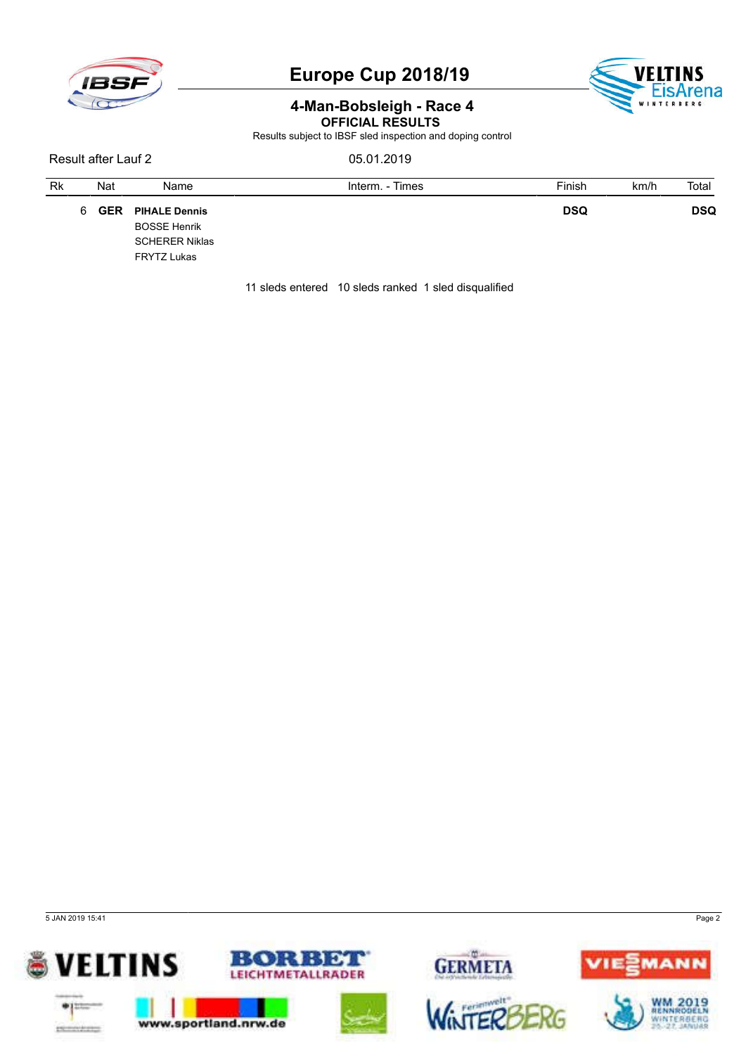# Europe Cup 2018/19

## 4-Man-Bobsleigh - Race 4

**OFFICIAL RESULTS**

Results subject to IBSF sled inspection and doping control

Result after Lauf 2 05.01.2019

| Rk | Nat | Name | Interm. - Times | Finish | km/h | Total |
|---|---|---|---|---|---|---|
| 6 | **GER** | **PIHALE Dennis**<br>BOSSE Henrik<br>SCHERER Niklas<br>FRYTZ Lukas | | **DSQ** | | **DSQ** |

11 sleds entered 10 sleds ranked 1 sled disqualified

5 JAN 2019 15:41